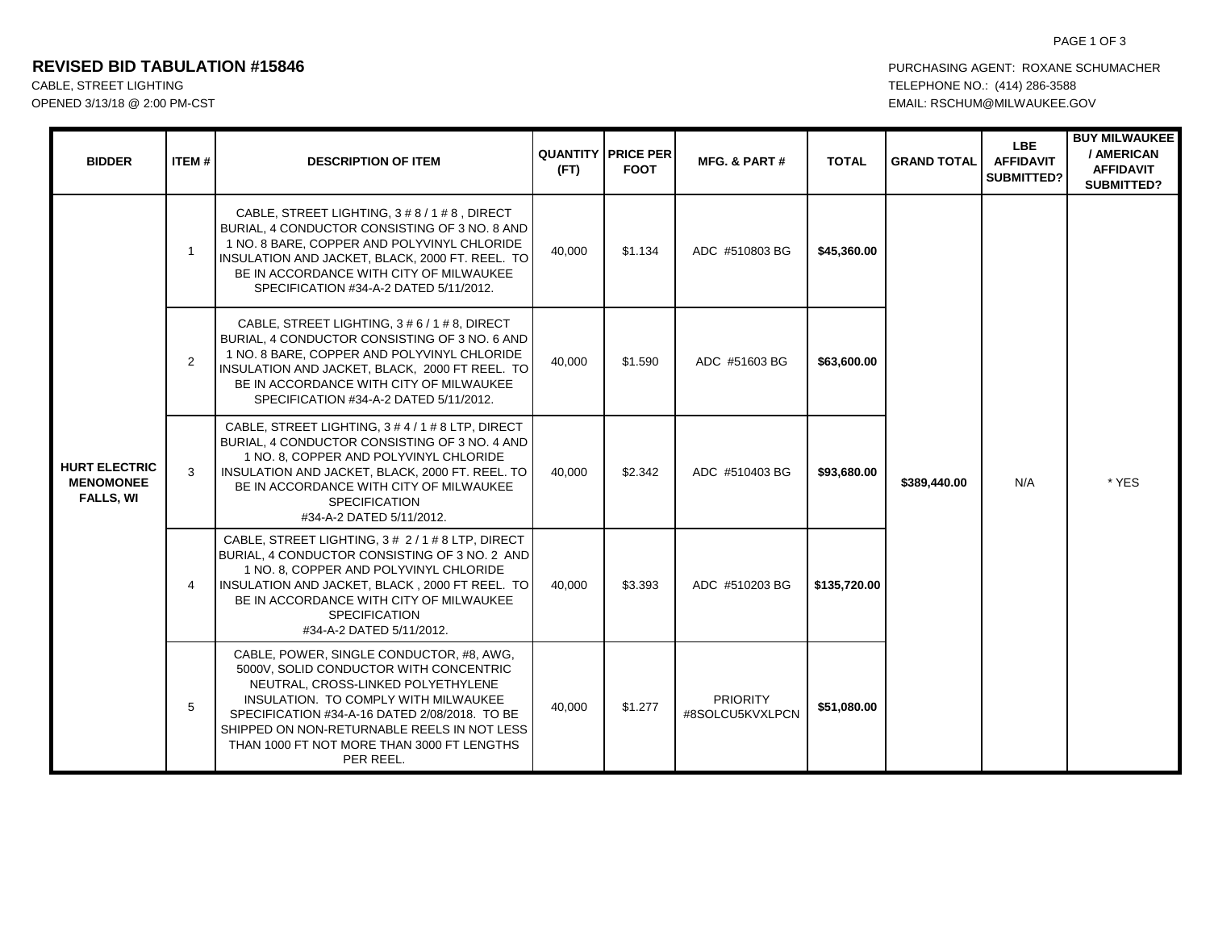# REVISED BID TABULATION #15846

CABLE, STREET LIGHTING
OPENED 3/13/18 @ 2:00 PM-CST

PURCHASING AGENT: ROXANE SCHUMACHER
TELEPHONE NO.: (414) 286-3588
EMAIL: RSCHUM@MILWAUKEE.GOV

| BIDDER | ITEM # | DESCRIPTION OF ITEM | QUANTITY (FT) | PRICE PER FOOT | MFG. & PART # | TOTAL | GRAND TOTAL | LBE AFFIDAVIT SUBMITTED? | BUY MILWAUKEE / AMERICAN AFFIDAVIT SUBMITTED? |
|---|---|---|---|---|---|---|---|---|---|
| **HURT ELECTRIC MENOMONEE FALLS, WI** | 1 | CABLE, STREET LIGHTING, 3 # 8 / 1 # 8 , DIRECT BURIAL, 4 CONDUCTOR CONSISTING OF 3 NO. 8 AND 1 NO. 8 BARE, COPPER AND POLYVINYL CHLORIDE INSULATION AND JACKET, BLACK, 2000 FT. REEL. TO BE IN ACCORDANCE WITH CITY OF MILWAUKEE SPECIFICATION #34-A-2 DATED 5/11/2012. | 40,000 | $1.134 | ADC #510803 BG | **$45,360.00** | **$389,440.00** | N/A | * YES |
| | 2 | CABLE, STREET LIGHTING, 3 # 6 / 1 # 8, DIRECT BURIAL, 4 CONDUCTOR CONSISTING OF 3 NO. 6 AND 1 NO. 8 BARE, COPPER AND POLYVINYL CHLORIDE INSULATION AND JACKET, BLACK, 2000 FT REEL. TO BE IN ACCORDANCE WITH CITY OF MILWAUKEE SPECIFICATION #34-A-2 DATED 5/11/2012. | 40,000 | $1.590 | ADC #51603 BG | **$63,600.00** | | | |
| | 3 | CABLE, STREET LIGHTING, 3 # 4 / 1 # 8 LTP, DIRECT BURIAL, 4 CONDUCTOR CONSISTING OF 3 NO. 4 AND 1 NO. 8, COPPER AND POLYVINYL CHLORIDE INSULATION AND JACKET, BLACK, 2000 FT. REEL. TO BE IN ACCORDANCE WITH CITY OF MILWAUKEE SPECIFICATION #34-A-2 DATED 5/11/2012. | 40,000 | $2.342 | ADC #510403 BG | **$93,680.00** | | | |
| | 4 | CABLE, STREET LIGHTING, 3 # 2 / 1 # 8 LTP, DIRECT BURIAL, 4 CONDUCTOR CONSISTING OF 3 NO. 2 AND 1 NO. 8, COPPER AND POLYVINYL CHLORIDE INSULATION AND JACKET, BLACK , 2000 FT REEL. TO BE IN ACCORDANCE WITH CITY OF MILWAUKEE SPECIFICATION #34-A-2 DATED 5/11/2012. | 40,000 | $3.393 | ADC #510203 BG | **$135,720.00** | | | |
| | 5 | CABLE, POWER, SINGLE CONDUCTOR, #8, AWG, 5000V, SOLID CONDUCTOR WITH CONCENTRIC NEUTRAL, CROSS-LINKED POLYETHYLENE INSULATION. TO COMPLY WITH MILWAUKEE SPECIFICATION #34-A-16 DATED 2/08/2018. TO BE SHIPPED ON NON-RETURNABLE REELS IN NOT LESS THAN 1000 FT NOT MORE THAN 3000 FT LENGTHS PER REEL. | 40,000 | $1.277 | PRIORITY #8SOLCU5KVXLPCN | **$51,080.00** | | | |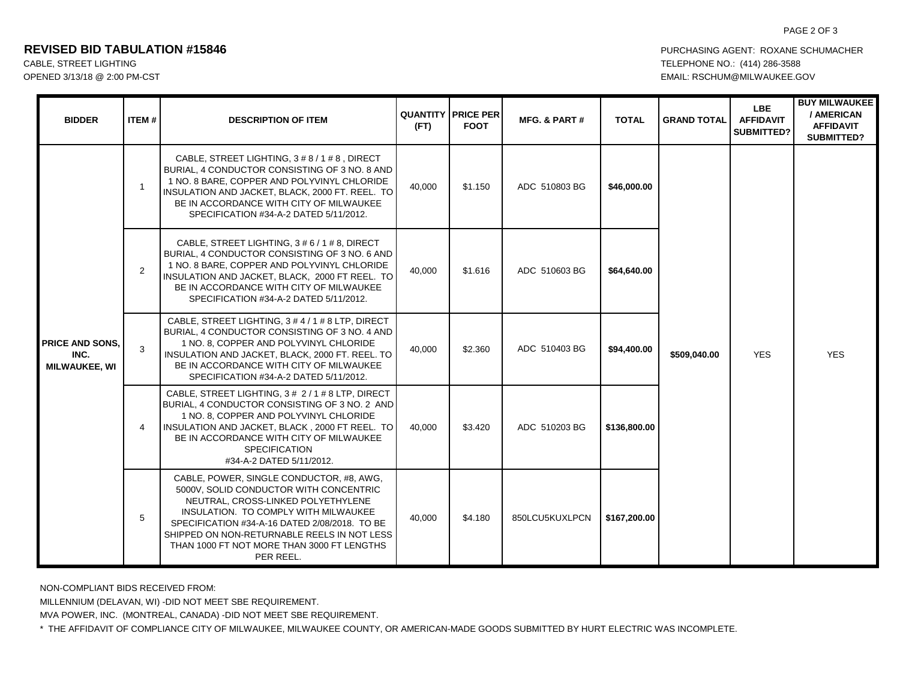# REVISED BID TABULATION #15846

CABLE, STREET LIGHTING
OPENED 3/13/18 @ 2:00 PM-CST

PURCHASING AGENT: ROXANE SCHUMACHER
TELEPHONE NO.: (414) 286-3588
EMAIL: RSCHUM@MILWAUKEE.GOV

| BIDDER | ITEM # | DESCRIPTION OF ITEM | QUANTITY (FT) | PRICE PER FOOT | MFG. & PART # | TOTAL | GRAND TOTAL | LBE AFFIDAVIT SUBMITTED? | BUY MILWAUKEE / AMERICAN AFFIDAVIT SUBMITTED? |
|---|---|---|---|---|---|---|---|---|---|
| PRICE AND SONS, INC. MILWAUKEE, WI | 1 | CABLE, STREET LIGHTING, 3 # 8 / 1 # 8 , DIRECT BURIAL, 4 CONDUCTOR CONSISTING OF 3 NO. 8 AND 1 NO. 8 BARE, COPPER AND POLYVINYL CHLORIDE INSULATION AND JACKET, BLACK, 2000 FT. REEL. TO BE IN ACCORDANCE WITH CITY OF MILWAUKEE SPECIFICATION #34-A-2 DATED 5/11/2012. | 40,000 | $1.150 | ADC 510803 BG | **$46,000.00** | $509,040.00 | YES | YES |
| | 2 | CABLE, STREET LIGHTING, 3 # 6 / 1 # 8, DIRECT BURIAL, 4 CONDUCTOR CONSISTING OF 3 NO. 6 AND 1 NO. 8 BARE, COPPER AND POLYVINYL CHLORIDE INSULATION AND JACKET, BLACK, 2000 FT REEL. TO BE IN ACCORDANCE WITH CITY OF MILWAUKEE SPECIFICATION #34-A-2 DATED 5/11/2012. | 40,000 | $1.616 | ADC 510603 BG | **$64,640.00** | | | |
| | 3 | CABLE, STREET LIGHTING, 3 # 4 / 1 # 8 LTP, DIRECT BURIAL, 4 CONDUCTOR CONSISTING OF 3 NO. 4 AND 1 NO. 8, COPPER AND POLYVINYL CHLORIDE INSULATION AND JACKET, BLACK, 2000 FT. REEL. TO BE IN ACCORDANCE WITH CITY OF MILWAUKEE SPECIFICATION #34-A-2 DATED 5/11/2012. | 40,000 | $2.360 | ADC 510403 BG | **$94,400.00** | | | |
| | 4 | CABLE, STREET LIGHTING, 3 # 2 / 1 # 8 LTP, DIRECT BURIAL, 4 CONDUCTOR CONSISTING OF 3 NO. 2 AND 1 NO. 8, COPPER AND POLYVINYL CHLORIDE INSULATION AND JACKET, BLACK , 2000 FT REEL. TO BE IN ACCORDANCE WITH CITY OF MILWAUKEE SPECIFICATION #34-A-2 DATED 5/11/2012. | 40,000 | $3.420 | ADC 510203 BG | **$136,800.00** | | | |
| | 5 | CABLE, POWER, SINGLE CONDUCTOR, #8, AWG, 5000V, SOLID CONDUCTOR WITH CONCENTRIC NEUTRAL, CROSS-LINKED POLYETHYLENE INSULATION. TO COMPLY WITH MILWAUKEE SPECIFICATION #34-A-16 DATED 2/08/2018. TO BE SHIPPED ON NON-RETURNABLE REELS IN NOT LESS THAN 1000 FT NOT MORE THAN 3000 FT LENGTHS PER REEL. | 40,000 | $4.180 | 850LCU5KUXLPCN | **$167,200.00** | | | |

NON-COMPLIANT BIDS RECEIVED FROM:

MILLENNIUM (DELAVAN, WI) -DID NOT MEET SBE REQUIREMENT.

MVA POWER, INC. (MONTREAL, CANADA) -DID NOT MEET SBE REQUIREMENT.

\* THE AFFIDAVIT OF COMPLIANCE CITY OF MILWAUKEE, MILWAUKEE COUNTY, OR AMERICAN-MADE GOODS SUBMITTED BY HURT ELECTRIC WAS INCOMPLETE.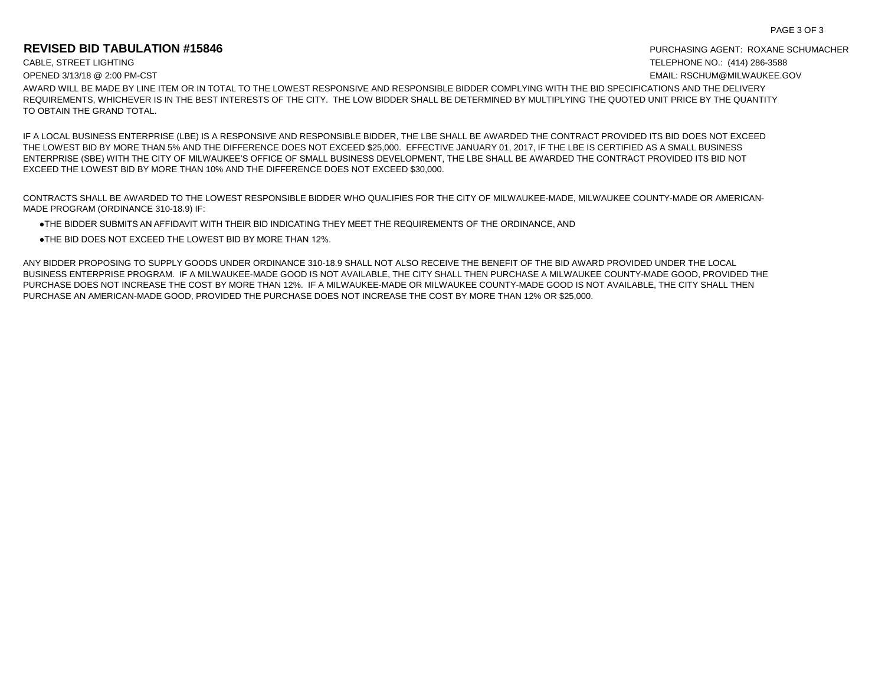## REVISED BID TABULATION #15846

PURCHASING AGENT: ROXANE SCHUMACHER

CABLE, STREET LIGHTING

TELEPHONE NO.: (414) 286-3588

OPENED 3/13/18 @ 2:00 PM-CST

EMAIL: RSCHUM@MILWAUKEE.GOV

AWARD WILL BE MADE BY LINE ITEM OR IN TOTAL TO THE LOWEST RESPONSIVE AND RESPONSIBLE BIDDER COMPLYING WITH THE BID SPECIFICATIONS AND THE DELIVERY REQUIREMENTS, WHICHEVER IS IN THE BEST INTERESTS OF THE CITY. THE LOW BIDDER SHALL BE DETERMINED BY MULTIPLYING THE QUOTED UNIT PRICE BY THE QUANTITY TO OBTAIN THE GRAND TOTAL.

IF A LOCAL BUSINESS ENTERPRISE (LBE) IS A RESPONSIVE AND RESPONSIBLE BIDDER, THE LBE SHALL BE AWARDED THE CONTRACT PROVIDED ITS BID DOES NOT EXCEED THE LOWEST BID BY MORE THAN 5% AND THE DIFFERENCE DOES NOT EXCEED $25,000. EFFECTIVE JANUARY 01, 2017, IF THE LBE IS CERTIFIED AS A SMALL BUSINESS ENTERPRISE (SBE) WITH THE CITY OF MILWAUKEE'S OFFICE OF SMALL BUSINESS DEVELOPMENT, THE LBE SHALL BE AWARDED THE CONTRACT PROVIDED ITS BID NOT EXCEED THE LOWEST BID BY MORE THAN 10% AND THE DIFFERENCE DOES NOT EXCEED $30,000.

CONTRACTS SHALL BE AWARDED TO THE LOWEST RESPONSIBLE BIDDER WHO QUALIFIES FOR THE CITY OF MILWAUKEE-MADE, MILWAUKEE COUNTY-MADE OR AMERICAN-MADE PROGRAM (ORDINANCE 310-18.9) IF:

- THE BIDDER SUBMITS AN AFFIDAVIT WITH THEIR BID INDICATING THEY MEET THE REQUIREMENTS OF THE ORDINANCE, AND
- THE BID DOES NOT EXCEED THE LOWEST BID BY MORE THAN 12%.

ANY BIDDER PROPOSING TO SUPPLY GOODS UNDER ORDINANCE 310-18.9 SHALL NOT ALSO RECEIVE THE BENEFIT OF THE BID AWARD PROVIDED UNDER THE LOCAL BUSINESS ENTERPRISE PROGRAM. IF A MILWAUKEE-MADE GOOD IS NOT AVAILABLE, THE CITY SHALL THEN PURCHASE A MILWAUKEE COUNTY-MADE GOOD, PROVIDED THE PURCHASE DOES NOT INCREASE THE COST BY MORE THAN 12%. IF A MILWAUKEE-MADE OR MILWAUKEE COUNTY-MADE GOOD IS NOT AVAILABLE, THE CITY SHALL THEN PURCHASE AN AMERICAN-MADE GOOD, PROVIDED THE PURCHASE DOES NOT INCREASE THE COST BY MORE THAN 12% OR $25,000.